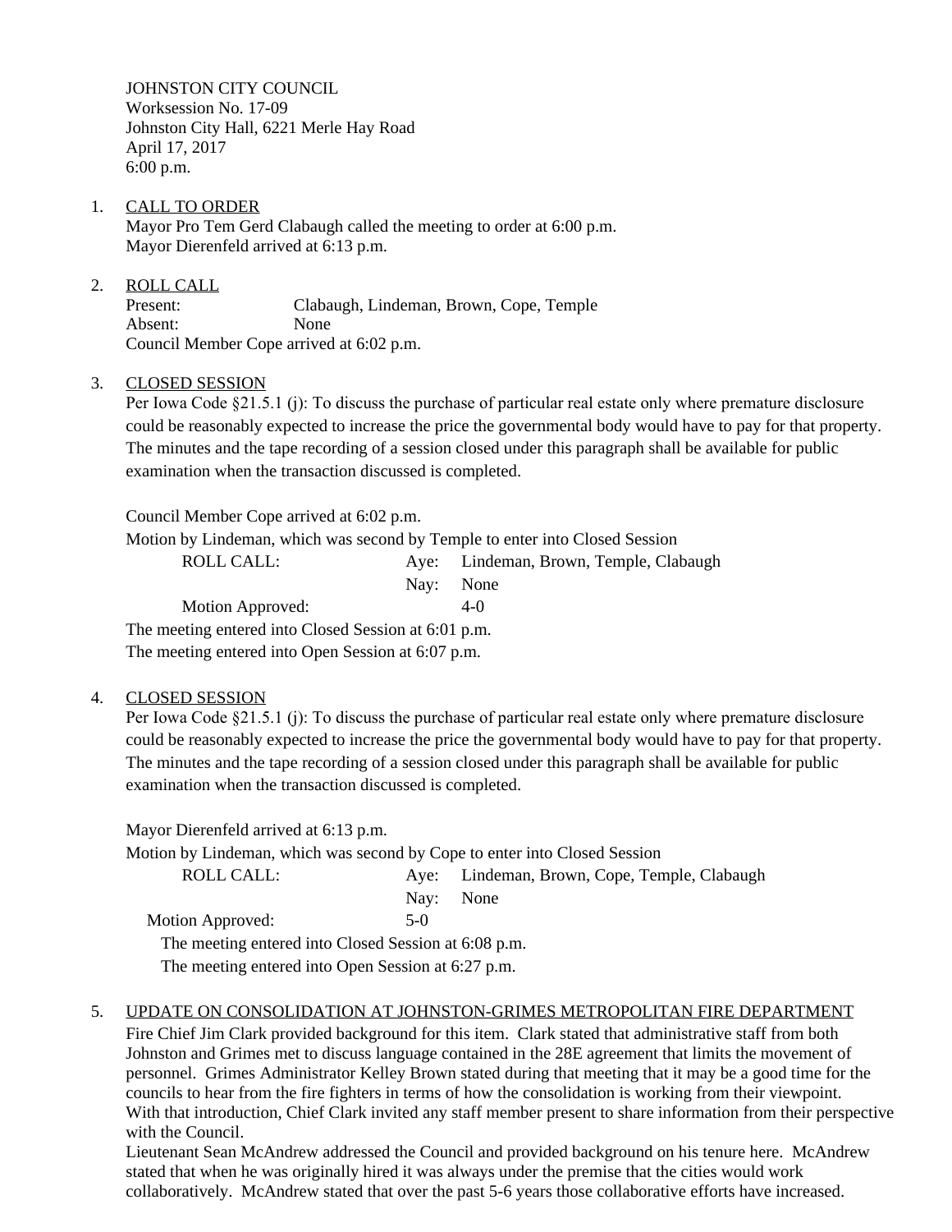JOHNSTON CITY COUNCIL
Worksession No. 17-09
Johnston City Hall, 6221 Merle Hay Road
April 17, 2017
6:00 p.m.

1. CALL TO ORDER
   Mayor Pro Tem Gerd Clabaugh called the meeting to order at 6:00 p.m.
   Mayor Dierenfeld arrived at 6:13 p.m.

2. ROLL CALL
   Present: Clabaugh, Lindeman, Brown, Cope, Temple
   Absent: None
   Council Member Cope arrived at 6:02 p.m.

3. CLOSED SESSION
   Per Iowa Code §21.5.1 (j): To discuss the purchase of particular real estate only where premature disclosure could be reasonably expected to increase the price the governmental body would have to pay for that property. The minutes and the tape recording of a session closed under this paragraph shall be available for public examination when the transaction discussed is completed.

   Council Member Cope arrived at 6:02 p.m.
   Motion by Lindeman, which was second by Temple to enter into Closed Session

   | | | |
   |---|---|---|
   | ROLL CALL: | Aye: | Lindeman, Brown, Temple, Clabaugh |
   | | Nay: | None |
   | Motion Approved: | | 4-0 |

   The meeting entered into Closed Session at 6:01 p.m.
   The meeting entered into Open Session at 6:07 p.m.

4. CLOSED SESSION
   Per Iowa Code §21.5.1 (j): To discuss the purchase of particular real estate only where premature disclosure could be reasonably expected to increase the price the governmental body would have to pay for that property. The minutes and the tape recording of a session closed under this paragraph shall be available for public examination when the transaction discussed is completed.

   Mayor Dierenfeld arrived at 6:13 p.m.
   Motion by Lindeman, which was second by Cope to enter into Closed Session

   | | | |
   |---|---|---|
   | ROLL CALL: | Aye: | Lindeman, Brown, Cope, Temple, Clabaugh |
   | | Nay: | None |
   | Motion Approved: | 5-0 | |

   The meeting entered into Closed Session at 6:08 p.m.
   The meeting entered into Open Session at 6:27 p.m.

5. UPDATE ON CONSOLIDATION AT JOHNSTON-GRIMES METROPOLITAN FIRE DEPARTMENT
   Fire Chief Jim Clark provided background for this item. Clark stated that administrative staff from both Johnston and Grimes met to discuss language contained in the 28E agreement that limits the movement of personnel. Grimes Administrator Kelley Brown stated during that meeting that it may be a good time for the councils to hear from the fire fighters in terms of how the consolidation is working from their viewpoint. With that introduction, Chief Clark invited any staff member present to share information from their perspective with the Council.
   Lieutenant Sean McAndrew addressed the Council and provided background on his tenure here. McAndrew stated that when he was originally hired it was always under the premise that the cities would work collaboratively. McAndrew stated that over the past 5-6 years those collaborative efforts have increased.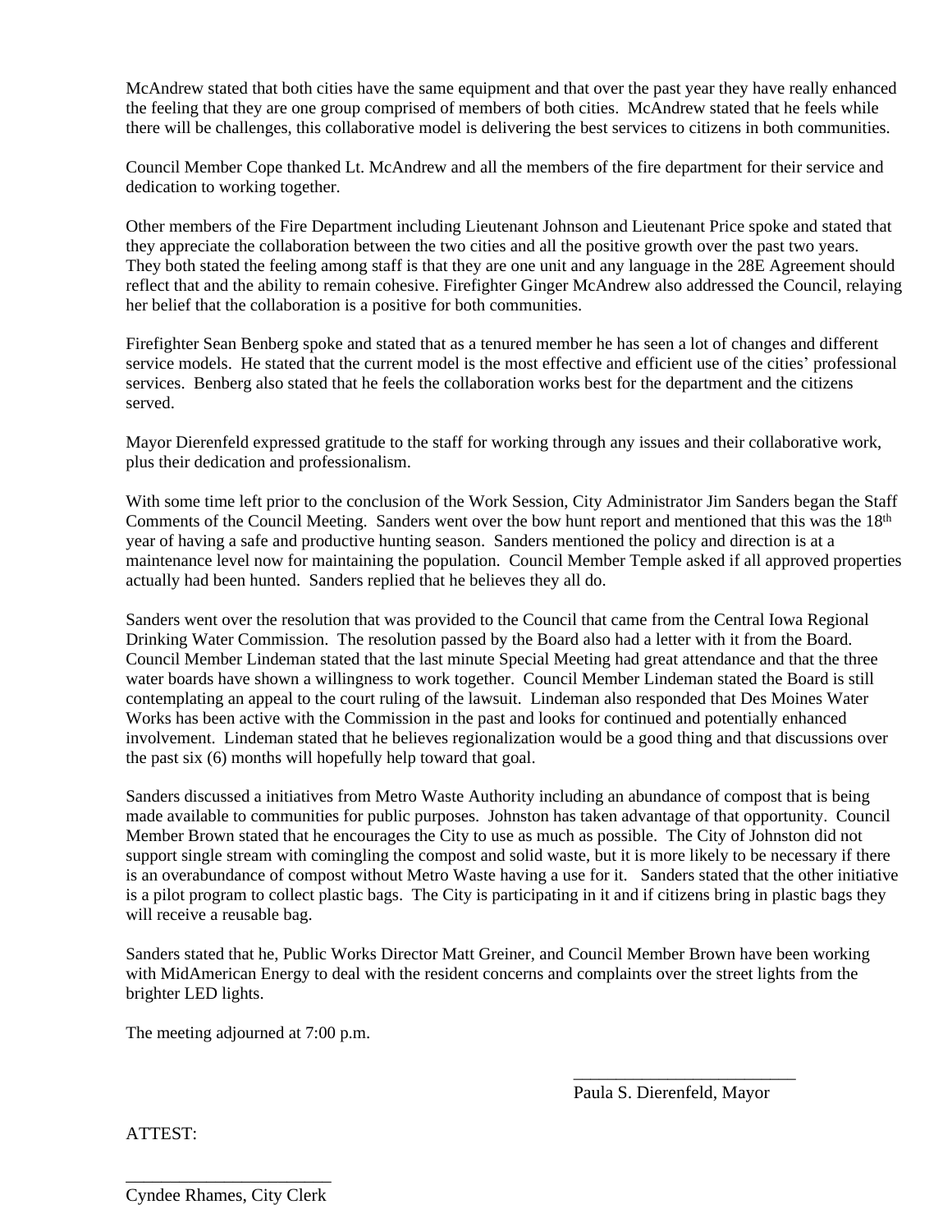McAndrew stated that both cities have the same equipment and that over the past year they have really enhanced the feeling that they are one group comprised of members of both cities. McAndrew stated that he feels while there will be challenges, this collaborative model is delivering the best services to citizens in both communities.

Council Member Cope thanked Lt. McAndrew and all the members of the fire department for their service and dedication to working together.

Other members of the Fire Department including Lieutenant Johnson and Lieutenant Price spoke and stated that they appreciate the collaboration between the two cities and all the positive growth over the past two years. They both stated the feeling among staff is that they are one unit and any language in the 28E Agreement should reflect that and the ability to remain cohesive. Firefighter Ginger McAndrew also addressed the Council, relaying her belief that the collaboration is a positive for both communities.

Firefighter Sean Benberg spoke and stated that as a tenured member he has seen a lot of changes and different service models. He stated that the current model is the most effective and efficient use of the cities' professional services. Benberg also stated that he feels the collaboration works best for the department and the citizens served.

Mayor Dierenfeld expressed gratitude to the staff for working through any issues and their collaborative work, plus their dedication and professionalism.

With some time left prior to the conclusion of the Work Session, City Administrator Jim Sanders began the Staff Comments of the Council Meeting. Sanders went over the bow hunt report and mentioned that this was the 18th year of having a safe and productive hunting season. Sanders mentioned the policy and direction is at a maintenance level now for maintaining the population. Council Member Temple asked if all approved properties actually had been hunted. Sanders replied that he believes they all do.

Sanders went over the resolution that was provided to the Council that came from the Central Iowa Regional Drinking Water Commission. The resolution passed by the Board also had a letter with it from the Board. Council Member Lindeman stated that the last minute Special Meeting had great attendance and that the three water boards have shown a willingness to work together. Council Member Lindeman stated the Board is still contemplating an appeal to the court ruling of the lawsuit. Lindeman also responded that Des Moines Water Works has been active with the Commission in the past and looks for continued and potentially enhanced involvement. Lindeman stated that he believes regionalization would be a good thing and that discussions over the past six (6) months will hopefully help toward that goal.

Sanders discussed a initiatives from Metro Waste Authority including an abundance of compost that is being made available to communities for public purposes. Johnston has taken advantage of that opportunity. Council Member Brown stated that he encourages the City to use as much as possible. The City of Johnston did not support single stream with comingling the compost and solid waste, but it is more likely to be necessary if there is an overabundance of compost without Metro Waste having a use for it. Sanders stated that the other initiative is a pilot program to collect plastic bags. The City is participating in it and if citizens bring in plastic bags they will receive a reusable bag.

Sanders stated that he, Public Works Director Matt Greiner, and Council Member Brown have been working with MidAmerican Energy to deal with the resident concerns and complaints over the street lights from the brighter LED lights.

The meeting adjourned at 7:00 p.m.

\_\_\_\_\_\_\_\_\_\_\_\_\_\_\_\_\_\_\_\_\_\_\_\_\_\_

Paula S. Dierenfeld, Mayor

ATTEST:

\_\_\_\_\_\_\_\_\_\_\_\_\_\_\_\_\_\_\_\_\_\_\_\_

Cyndee Rhames, City Clerk